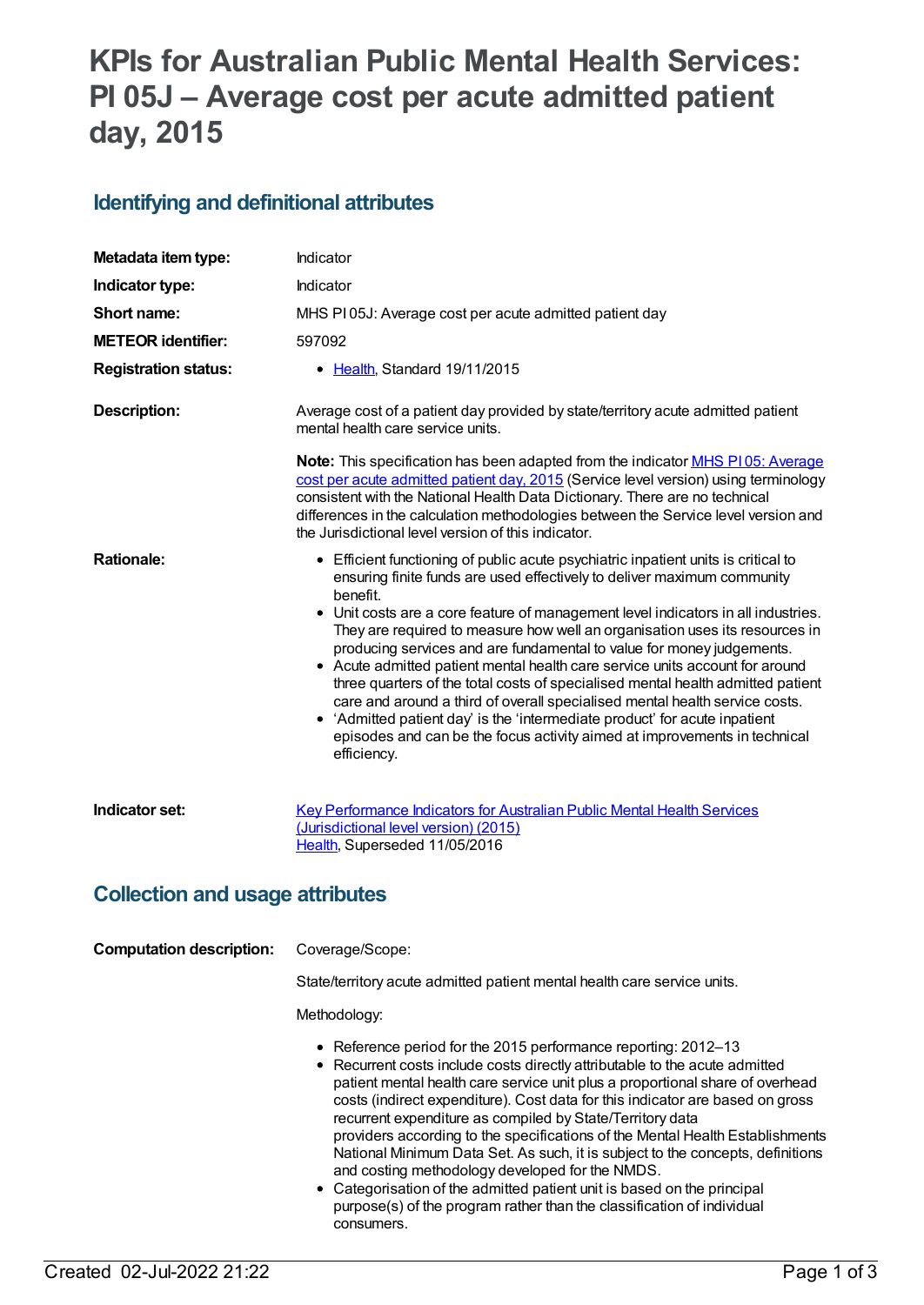# KPIs for Australian Public Mental Health Services: PI 05J – Average cost per acute admitted patient day, 2015

## Identifying and definitional attributes

| | |
|---|---|
| **Metadata item type:** | Indicator |
| **Indicator type:** | Indicator |
| **Short name:** | MHS PI 05J: Average cost per acute admitted patient day |
| **METEOR identifier:** | 597092 |
| **Registration status:** | • Health, Standard 19/11/2015 |
| **Description:** | Average cost of a patient day provided by state/territory acute admitted patient mental health care service units. |

**Note:** This specification has been adapted from the indicator MHS PI 05: Average cost per acute admitted patient day, 2015 (Service level version) using terminology consistent with the National Health Data Dictionary. There are no technical differences in the calculation methodologies between the Service level version and the Jurisdictional level version of this indicator.

**Rationale:**

- Efficient functioning of public acute psychiatric inpatient units is critical to ensuring finite funds are used effectively to deliver maximum community benefit.
- Unit costs are a core feature of management level indicators in all industries. They are required to measure how well an organisation uses its resources in producing services and are fundamental to value for money judgements.
- Acute admitted patient mental health care service units account for around three quarters of the total costs of specialised mental health admitted patient care and around a third of overall specialised mental health service costs.
- 'Admitted patient day' is the 'intermediate product' for acute inpatient episodes and can be the focus activity aimed at improvements in technical efficiency.

**Indicator set:** Key Performance Indicators for Australian Public Mental Health Services (Jurisdictional level version) (2015)
Health, Superseded 11/05/2016

## Collection and usage attributes

**Computation description:** Coverage/Scope:

State/territory acute admitted patient mental health care service units.

Methodology:

- Reference period for the 2015 performance reporting: 2012–13
- Recurrent costs include costs directly attributable to the acute admitted patient mental health care service unit plus a proportional share of overhead costs (indirect expenditure). Cost data for this indicator are based on gross recurrent expenditure as compiled by State/Territory data providers according to the specifications of the Mental Health Establishments National Minimum Data Set. As such, it is subject to the concepts, definitions and costing methodology developed for the NMDS.
- Categorisation of the admitted patient unit is based on the principal purpose(s) of the program rather than the classification of individual consumers.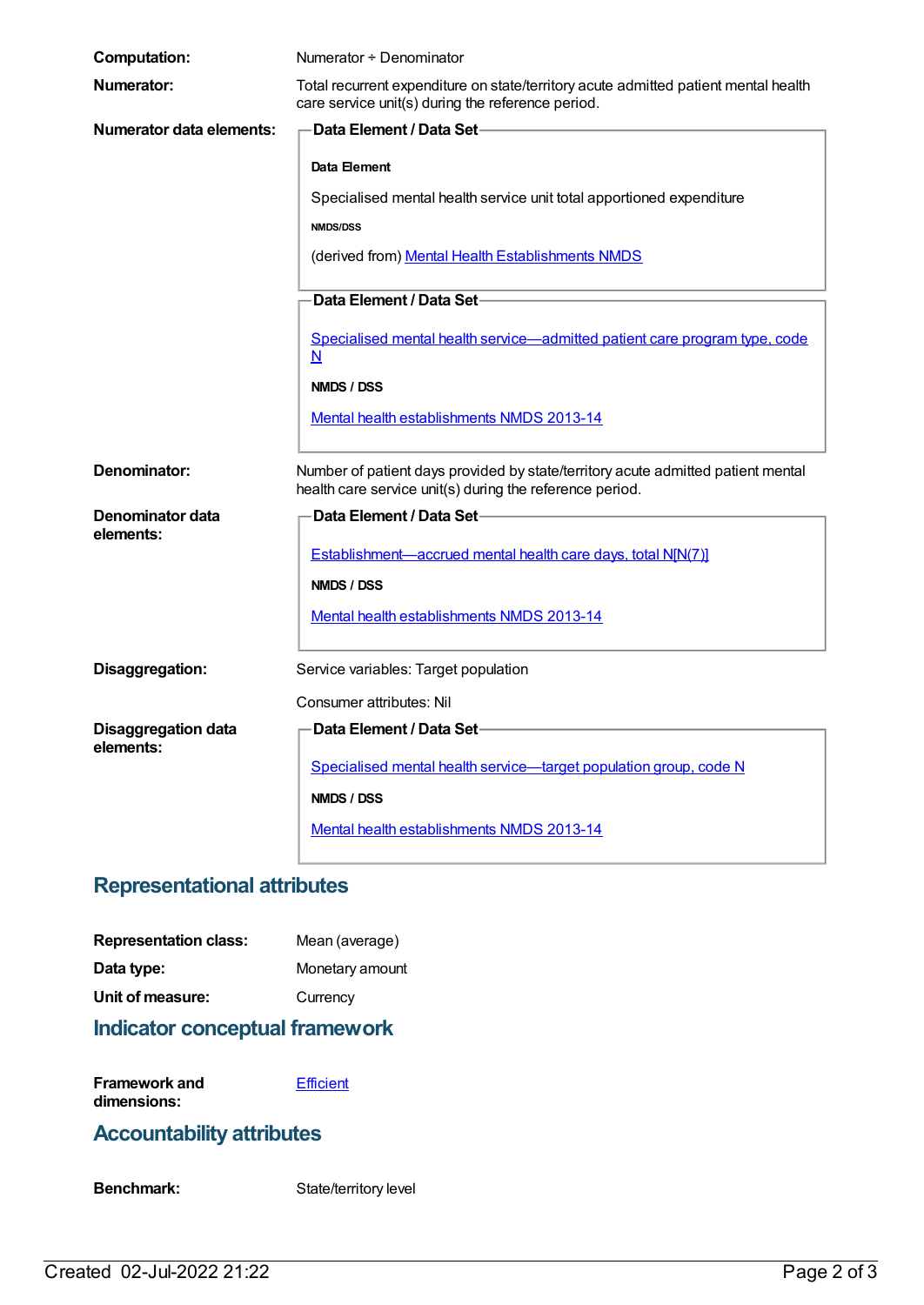**Computation:** Numerator ÷ Denominator

**Numerator:** Total recurrent expenditure on state/territory acute admitted patient mental health care service unit(s) during the reference period.

**Numerator data elements:**

**Data Element / Data Set**

**Data Element**

Specialised mental health service unit total apportioned expenditure

**NMDS/DSS**

(derived from) Mental Health Establishments NMDS

**Data Element / Data Set**

Specialised mental health service—admitted patient care program type, code N

**NMDS / DSS**

Mental health establishments NMDS 2013-14

**Denominator:** Number of patient days provided by state/territory acute admitted patient mental health care service unit(s) during the reference period.

**Denominator data elements:**

**Data Element / Data Set**

Establishment—accrued mental health care days, total N[N(7)]

**NMDS / DSS**

Mental health establishments NMDS 2013-14

**Disaggregation:** Service variables: Target population

Consumer attributes: Nil

**Disaggregation data elements:**

**Data Element / Data Set**

Specialised mental health service—target population group, code N

**NMDS / DSS**

Mental health establishments NMDS 2013-14

## Representational attributes

**Representation class:** Mean (average)

**Data type:** Monetary amount

**Unit of measure:** Currency

## Indicator conceptual framework

**Framework and dimensions:** Efficient

## Accountability attributes

**Benchmark:** State/territory level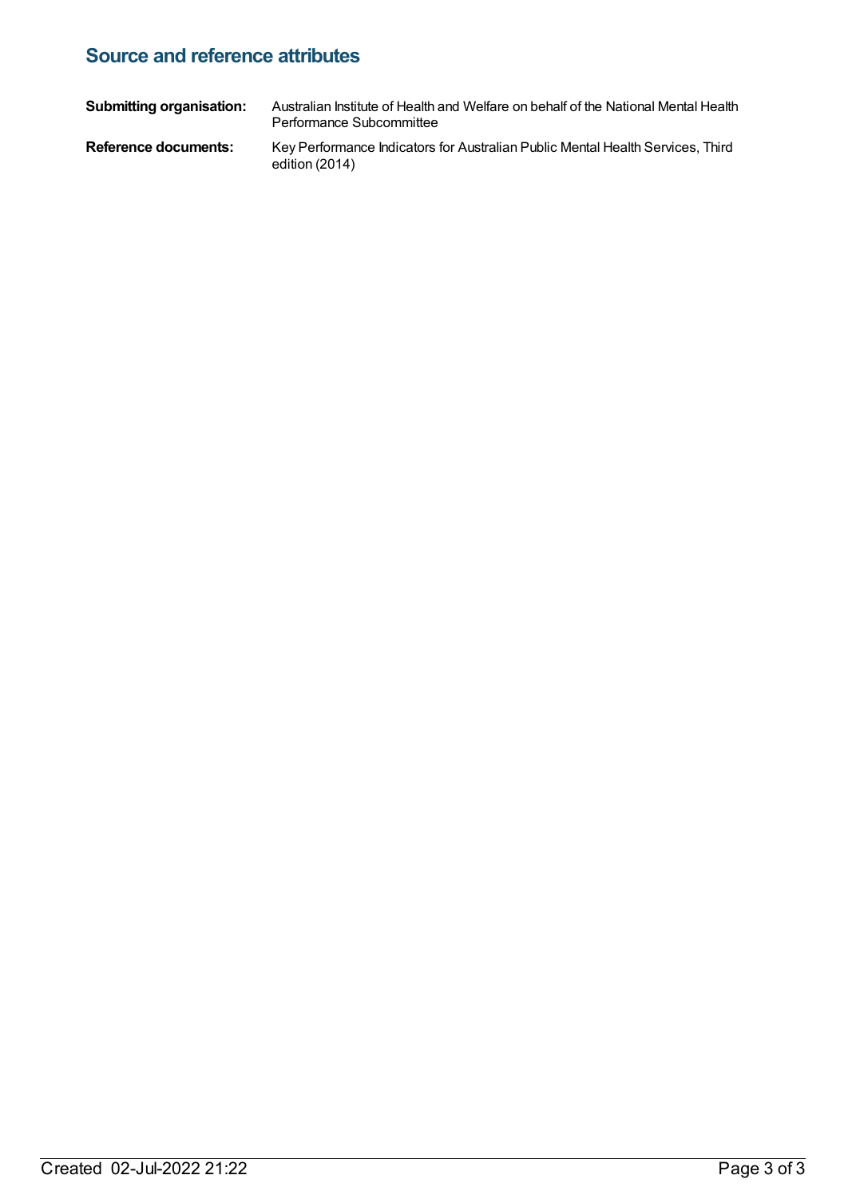## Source and reference attributes

**Submitting organisation:** Australian Institute of Health and Welfare on behalf of the National Mental Health Performance Subcommittee

**Reference documents:** Key Performance Indicators for Australian Public Mental Health Services, Third edition (2014)